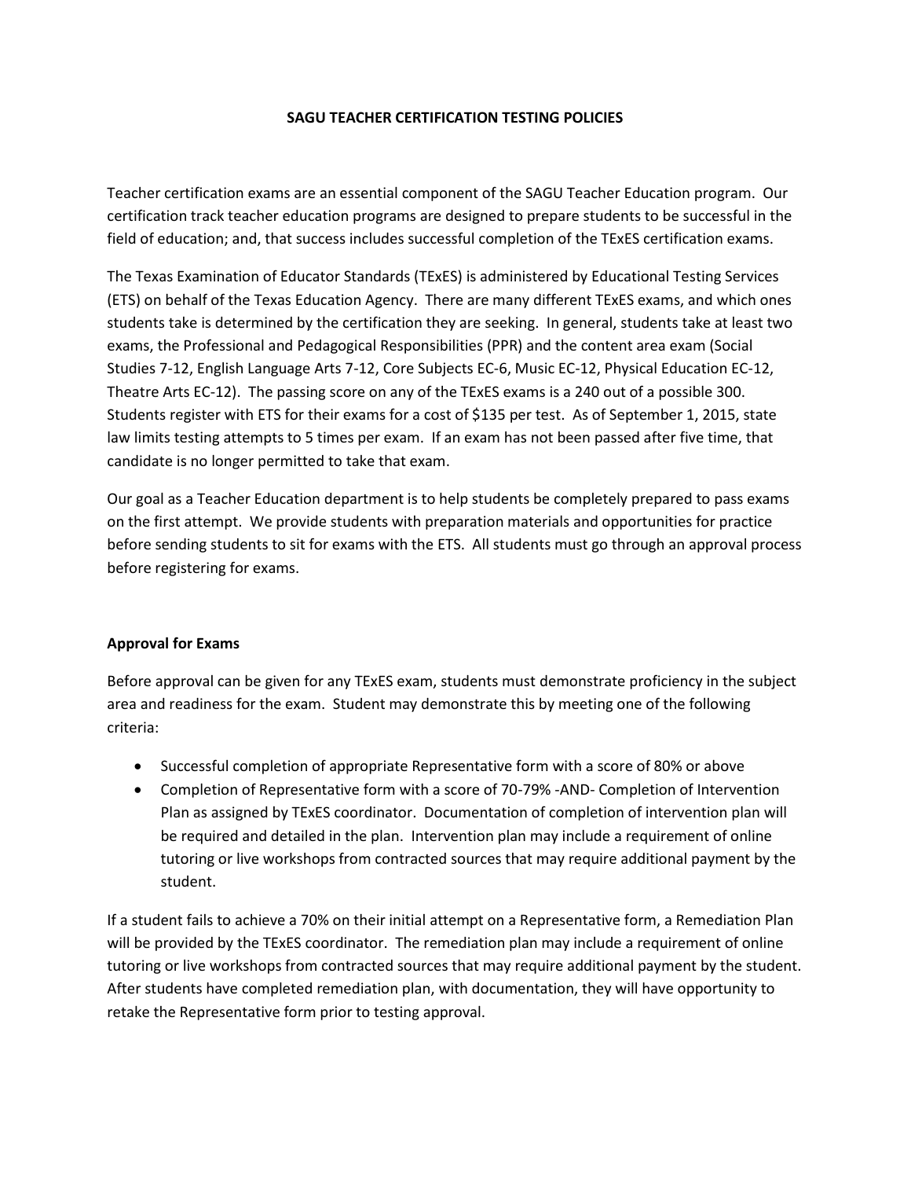# SAGU TEACHER CERTIFICATION TESTING POLICIES

Teacher certification exams are an essential component of the SAGU Teacher Education program. Our certification track teacher education programs are designed to prepare students to be successful in the field of education; and, that success includes successful completion of the TExES certification exams.

The Texas Examination of Educator Standards (TExES) is administered by Educational Testing Services (ETS) on behalf of the Texas Education Agency. There are many different TExES exams, and which ones students take is determined by the certification they are seeking. In general, students take at least two exams, the Professional and Pedagogical Responsibilities (PPR) and the content area exam (Social Studies 7-12, English Language Arts 7-12, Core Subjects EC-6, Music EC-12, Physical Education EC-12, Theatre Arts EC-12). The passing score on any of the TExES exams is a 240 out of a possible 300. Students register with ETS for their exams for a cost of $135 per test. As of September 1, 2015, state law limits testing attempts to 5 times per exam. If an exam has not been passed after five time, that candidate is no longer permitted to take that exam.

Our goal as a Teacher Education department is to help students be completely prepared to pass exams on the first attempt. We provide students with preparation materials and opportunities for practice before sending students to sit for exams with the ETS. All students must go through an approval process before registering for exams.

## Approval for Exams

Before approval can be given for any TExES exam, students must demonstrate proficiency in the subject area and readiness for the exam. Student may demonstrate this by meeting one of the following criteria:

- Successful completion of appropriate Representative form with a score of 80% or above
- Completion of Representative form with a score of 70-79% -AND- Completion of Intervention Plan as assigned by TExES coordinator. Documentation of completion of intervention plan will be required and detailed in the plan. Intervention plan may include a requirement of online tutoring or live workshops from contracted sources that may require additional payment by the student.

If a student fails to achieve a 70% on their initial attempt on a Representative form, a Remediation Plan will be provided by the TExES coordinator. The remediation plan may include a requirement of online tutoring or live workshops from contracted sources that may require additional payment by the student. After students have completed remediation plan, with documentation, they will have opportunity to retake the Representative form prior to testing approval.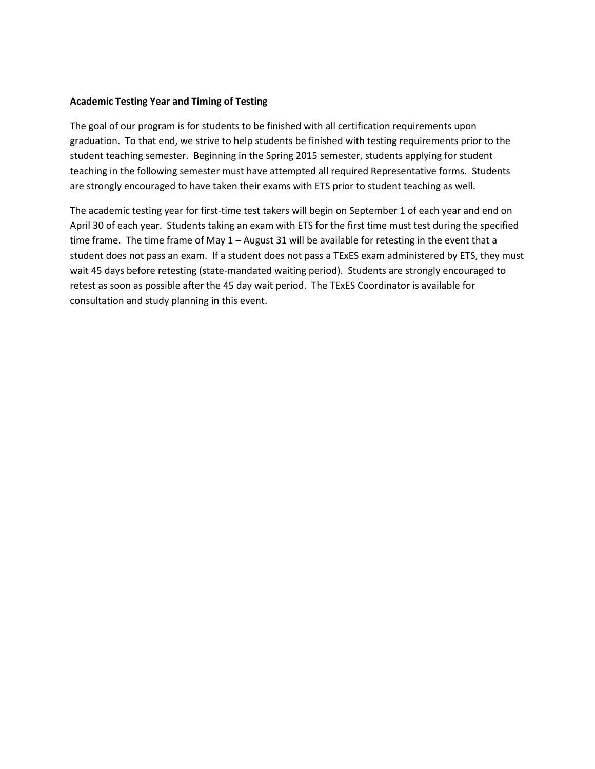**Academic Testing Year and Timing of Testing**

The goal of our program is for students to be finished with all certification requirements upon graduation. To that end, we strive to help students be finished with testing requirements prior to the student teaching semester. Beginning in the Spring 2015 semester, students applying for student teaching in the following semester must have attempted all required Representative forms. Students are strongly encouraged to have taken their exams with ETS prior to student teaching as well.

The academic testing year for first-time test takers will begin on September 1 of each year and end on April 30 of each year. Students taking an exam with ETS for the first time must test during the specified time frame. The time frame of May 1 – August 31 will be available for retesting in the event that a student does not pass an exam. If a student does not pass a TExES exam administered by ETS, they must wait 45 days before retesting (state-mandated waiting period). Students are strongly encouraged to retest as soon as possible after the 45 day wait period. The TExES Coordinator is available for consultation and study planning in this event.